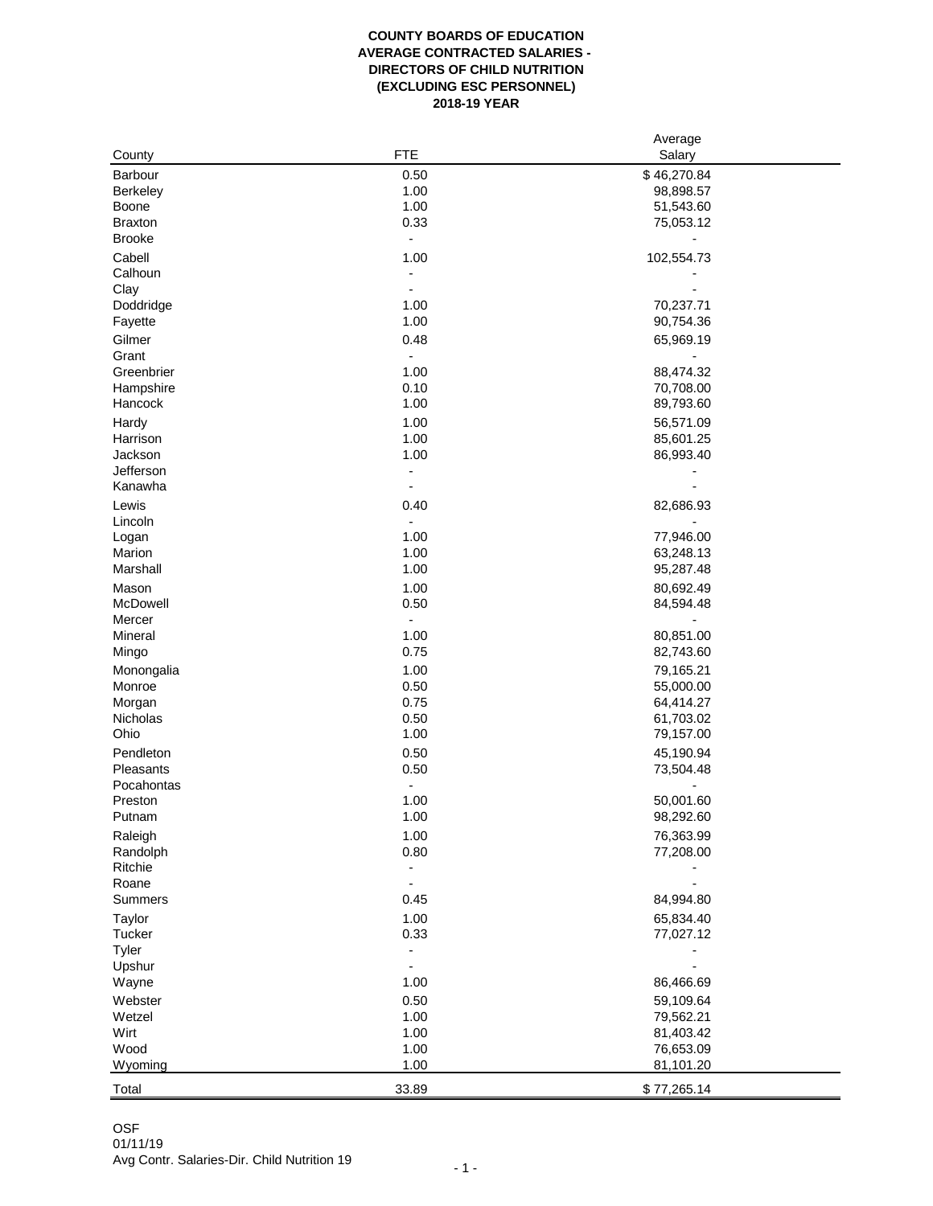**COUNTY BOARDS OF EDUCATION**
**AVERAGE CONTRACTED SALARIES -**
**DIRECTORS OF CHILD NUTRITION**
**(EXCLUDING ESC PERSONNEL)**
**2018-19 YEAR**

| County | FTE | Average Salary |
|---|---|---|
| Barbour | 0.50 | $ 46,270.84 |
| Berkeley | 1.00 | 98,898.57 |
| Boone | 1.00 | 51,543.60 |
| Braxton | 0.33 | 75,053.12 |
| Brooke | - | - |
| Cabell | 1.00 | 102,554.73 |
| Calhoun | - | - |
| Clay | - | - |
| Doddridge | 1.00 | 70,237.71 |
| Fayette | 1.00 | 90,754.36 |
| Gilmer | 0.48 | 65,969.19 |
| Grant | - | - |
| Greenbrier | 1.00 | 88,474.32 |
| Hampshire | 0.10 | 70,708.00 |
| Hancock | 1.00 | 89,793.60 |
| Hardy | 1.00 | 56,571.09 |
| Harrison | 1.00 | 85,601.25 |
| Jackson | 1.00 | 86,993.40 |
| Jefferson | - | - |
| Kanawha | - | - |
| Lewis | 0.40 | 82,686.93 |
| Lincoln | - | - |
| Logan | 1.00 | 77,946.00 |
| Marion | 1.00 | 63,248.13 |
| Marshall | 1.00 | 95,287.48 |
| Mason | 1.00 | 80,692.49 |
| McDowell | 0.50 | 84,594.48 |
| Mercer | - | - |
| Mineral | 1.00 | 80,851.00 |
| Mingo | 0.75 | 82,743.60 |
| Monongalia | 1.00 | 79,165.21 |
| Monroe | 0.50 | 55,000.00 |
| Morgan | 0.75 | 64,414.27 |
| Nicholas | 0.50 | 61,703.02 |
| Ohio | 1.00 | 79,157.00 |
| Pendleton | 0.50 | 45,190.94 |
| Pleasants | 0.50 | 73,504.48 |
| Pocahontas | - | - |
| Preston | 1.00 | 50,001.60 |
| Putnam | 1.00 | 98,292.60 |
| Raleigh | 1.00 | 76,363.99 |
| Randolph | 0.80 | 77,208.00 |
| Ritchie | - | - |
| Roane | - | - |
| Summers | 0.45 | 84,994.80 |
| Taylor | 1.00 | 65,834.40 |
| Tucker | 0.33 | 77,027.12 |
| Tyler | - | - |
| Upshur | - | - |
| Wayne | 1.00 | 86,466.69 |
| Webster | 0.50 | 59,109.64 |
| Wetzel | 1.00 | 79,562.21 |
| Wirt | 1.00 | 81,403.42 |
| Wood | 1.00 | 76,653.09 |
| Wyoming | 1.00 | 81,101.20 |
| Total | 33.89 | $ 77,265.14 |

OSF
01/11/19
Avg Contr. Salaries-Dir. Child Nutrition 19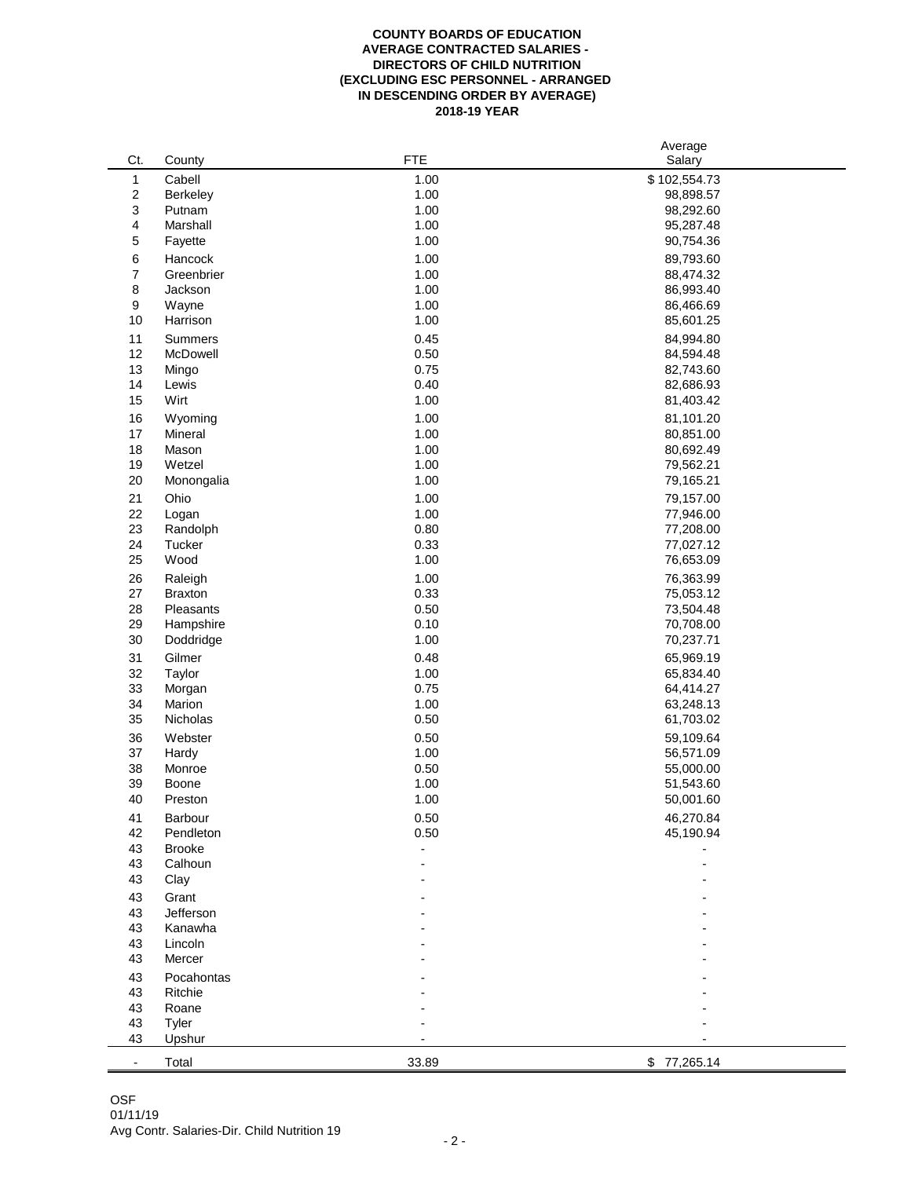**COUNTY BOARDS OF EDUCATION**
**AVERAGE CONTRACTED SALARIES -**
**DIRECTORS OF CHILD NUTRITION**
**(EXCLUDING ESC PERSONNEL - ARRANGED**
**IN DESCENDING ORDER BY AVERAGE)**
**2018-19 YEAR**

| Ct. | County | FTE | Average Salary |
|---|---|---|---|
| 1 | Cabell | 1.00 | $ 102,554.73 |
| 2 | Berkeley | 1.00 | 98,898.57 |
| 3 | Putnam | 1.00 | 98,292.60 |
| 4 | Marshall | 1.00 | 95,287.48 |
| 5 | Fayette | 1.00 | 90,754.36 |
| 6 | Hancock | 1.00 | 89,793.60 |
| 7 | Greenbrier | 1.00 | 88,474.32 |
| 8 | Jackson | 1.00 | 86,993.40 |
| 9 | Wayne | 1.00 | 86,466.69 |
| 10 | Harrison | 1.00 | 85,601.25 |
| 11 | Summers | 0.45 | 84,994.80 |
| 12 | McDowell | 0.50 | 84,594.48 |
| 13 | Mingo | 0.75 | 82,743.60 |
| 14 | Lewis | 0.40 | 82,686.93 |
| 15 | Wirt | 1.00 | 81,403.42 |
| 16 | Wyoming | 1.00 | 81,101.20 |
| 17 | Mineral | 1.00 | 80,851.00 |
| 18 | Mason | 1.00 | 80,692.49 |
| 19 | Wetzel | 1.00 | 79,562.21 |
| 20 | Monongalia | 1.00 | 79,165.21 |
| 21 | Ohio | 1.00 | 79,157.00 |
| 22 | Logan | 1.00 | 77,946.00 |
| 23 | Randolph | 0.80 | 77,208.00 |
| 24 | Tucker | 0.33 | 77,027.12 |
| 25 | Wood | 1.00 | 76,653.09 |
| 26 | Raleigh | 1.00 | 76,363.99 |
| 27 | Braxton | 0.33 | 75,053.12 |
| 28 | Pleasants | 0.50 | 73,504.48 |
| 29 | Hampshire | 0.10 | 70,708.00 |
| 30 | Doddridge | 1.00 | 70,237.71 |
| 31 | Gilmer | 0.48 | 65,969.19 |
| 32 | Taylor | 1.00 | 65,834.40 |
| 33 | Morgan | 0.75 | 64,414.27 |
| 34 | Marion | 1.00 | 63,248.13 |
| 35 | Nicholas | 0.50 | 61,703.02 |
| 36 | Webster | 0.50 | 59,109.64 |
| 37 | Hardy | 1.00 | 56,571.09 |
| 38 | Monroe | 0.50 | 55,000.00 |
| 39 | Boone | 1.00 | 51,543.60 |
| 40 | Preston | 1.00 | 50,001.60 |
| 41 | Barbour | 0.50 | 46,270.84 |
| 42 | Pendleton | 0.50 | 45,190.94 |
| 43 | Brooke | - | - |
| 43 | Calhoun | - | - |
| 43 | Clay | - | - |
| 43 | Grant | - | - |
| 43 | Jefferson | - | - |
| 43 | Kanawha | - | - |
| 43 | Lincoln | - | - |
| 43 | Mercer | - | - |
| 43 | Pocahontas | - | - |
| 43 | Ritchie | - | - |
| 43 | Roane | - | - |
| 43 | Tyler | - | - |
| 43 | Upshur | - | - |
| - | Total | 33.89 | $ 77,265.14 |

OSF
01/11/19
Avg Contr. Salaries-Dir. Child Nutrition 19